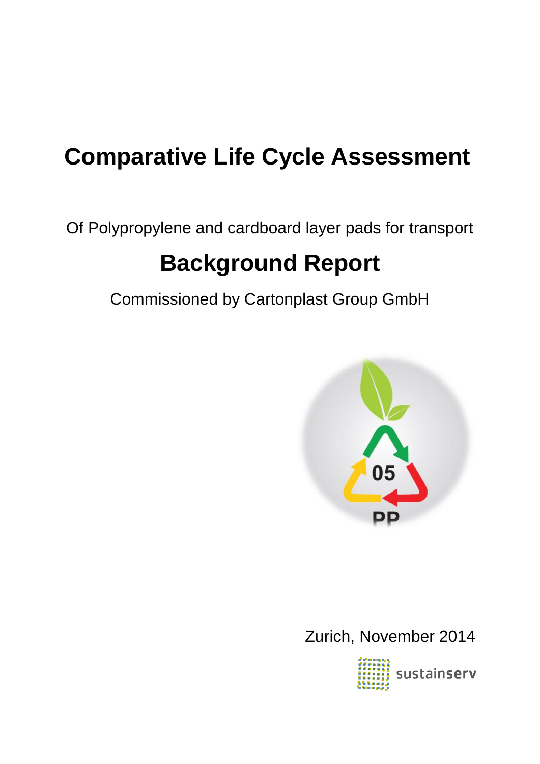# Comparative Life Cycle Assessment

Of Polypropylene and cardboard layer pads for transport

# Background Report

Commissioned by Cartonplast Group GmbH

Zurich, November 2014

sustainserv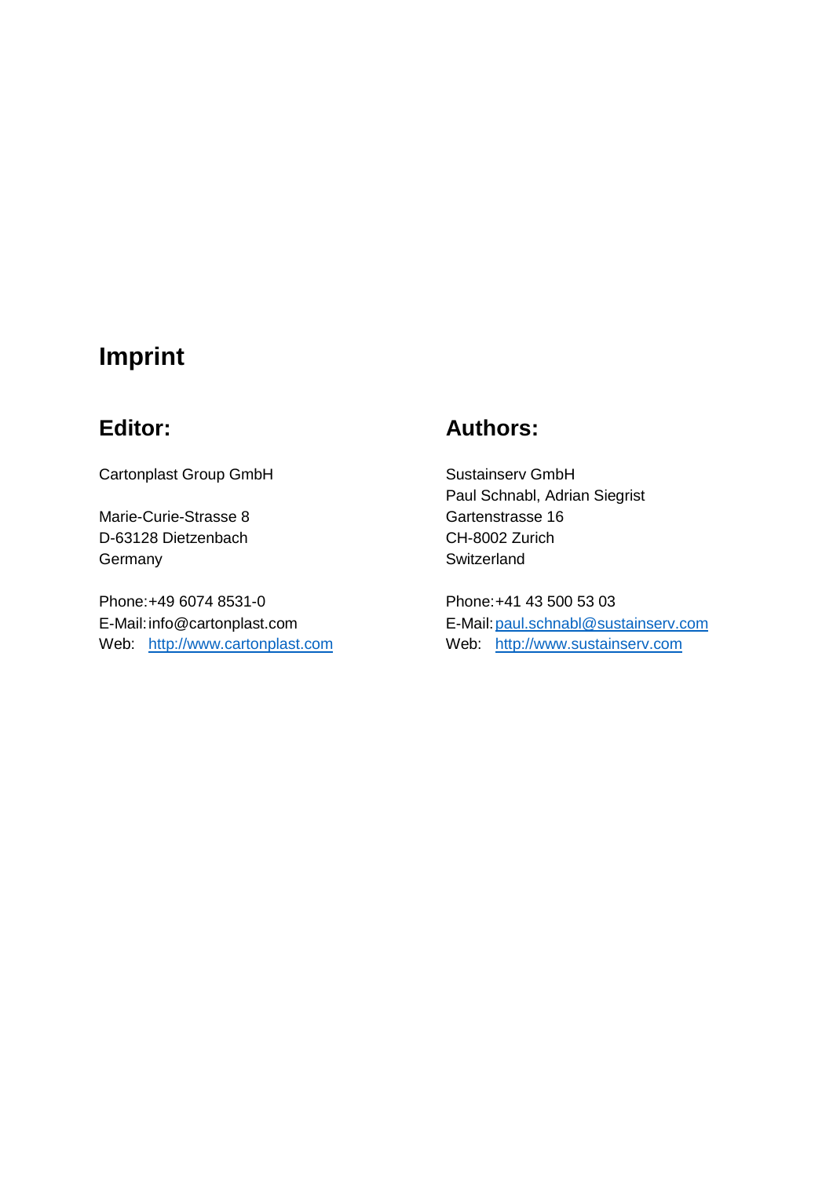# Imprint

## Editor:

Cartonplast Group GmbH

Marie-Curie-Strasse 8
D-63128 Dietzenbach
Germany

Phone: +49 6074 8531-0
E-Mail: info@cartonplast.com
Web: http://www.cartonplast.com

## Authors:

Sustainserv GmbH
Paul Schnabl, Adrian Siegrist
Gartenstrasse 16
CH-8002 Zurich
Switzerland

Phone: +41 43 500 53 03
E-Mail: paul.schnabl@sustainserv.com
Web: http://www.sustainserv.com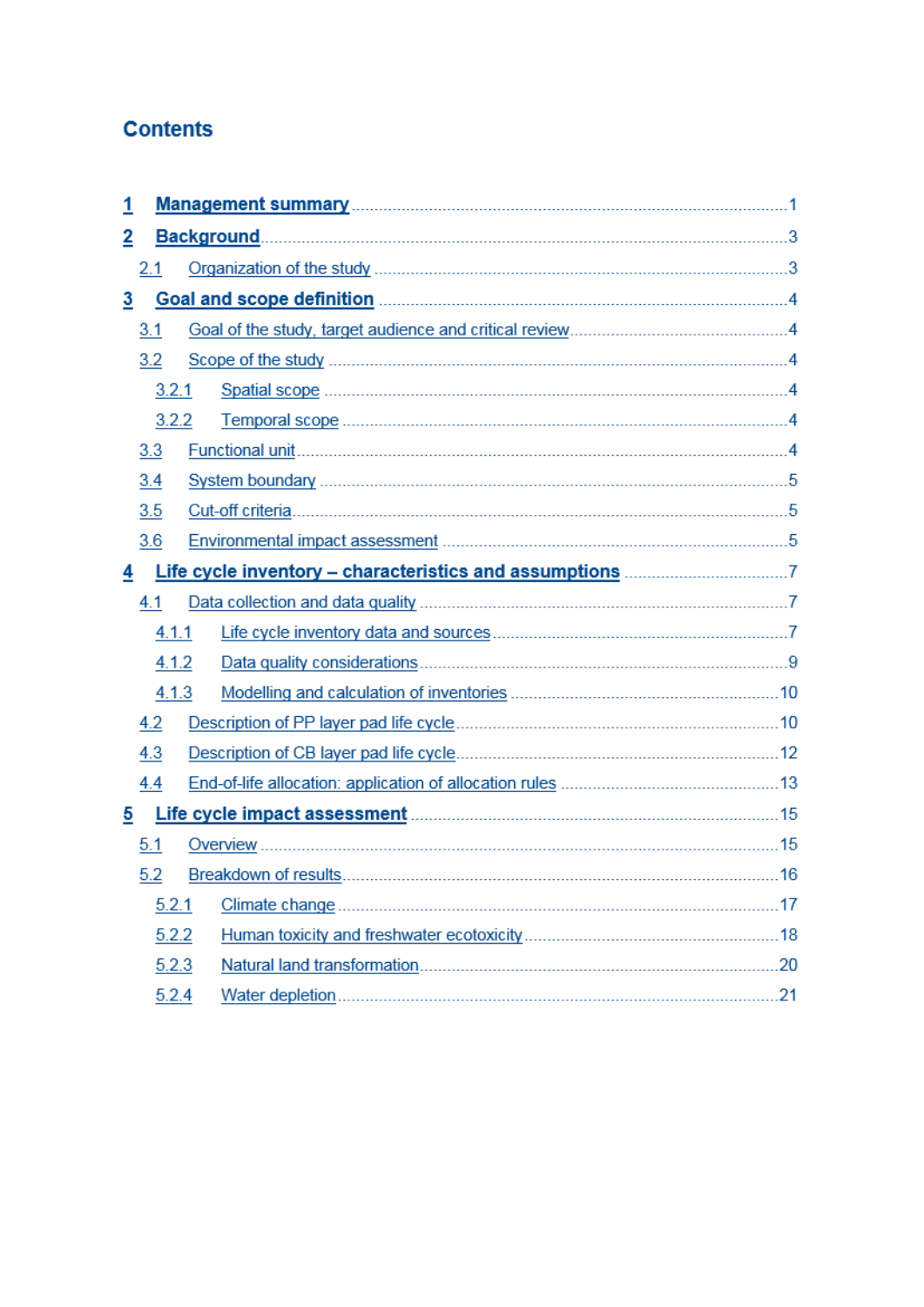# Contents

- 1 Management summary ... 1
- 2 Background ... 3
  - 2.1 Organization of the study ... 3
- 3 Goal and scope definition ... 4
  - 3.1 Goal of the study, target audience and critical review ... 4
  - 3.2 Scope of the study ... 4
    - 3.2.1 Spatial scope ... 4
    - 3.2.2 Temporal scope ... 4
  - 3.3 Functional unit ... 4
  - 3.4 System boundary ... 5
  - 3.5 Cut-off criteria ... 5
  - 3.6 Environmental impact assessment ... 5
- 4 Life cycle inventory – characteristics and assumptions ... 7
  - 4.1 Data collection and data quality ... 7
    - 4.1.1 Life cycle inventory data and sources ... 7
    - 4.1.2 Data quality considerations ... 9
    - 4.1.3 Modelling and calculation of inventories ... 10
  - 4.2 Description of PP layer pad life cycle ... 10
  - 4.3 Description of CB layer pad life cycle ... 12
  - 4.4 End-of-life allocation: application of allocation rules ... 13
- 5 Life cycle impact assessment ... 15
  - 5.1 Overview ... 15
  - 5.2 Breakdown of results ... 16
    - 5.2.1 Climate change ... 17
    - 5.2.2 Human toxicity and freshwater ecotoxicity ... 18
    - 5.2.3 Natural land transformation ... 20
    - 5.2.4 Water depletion ... 21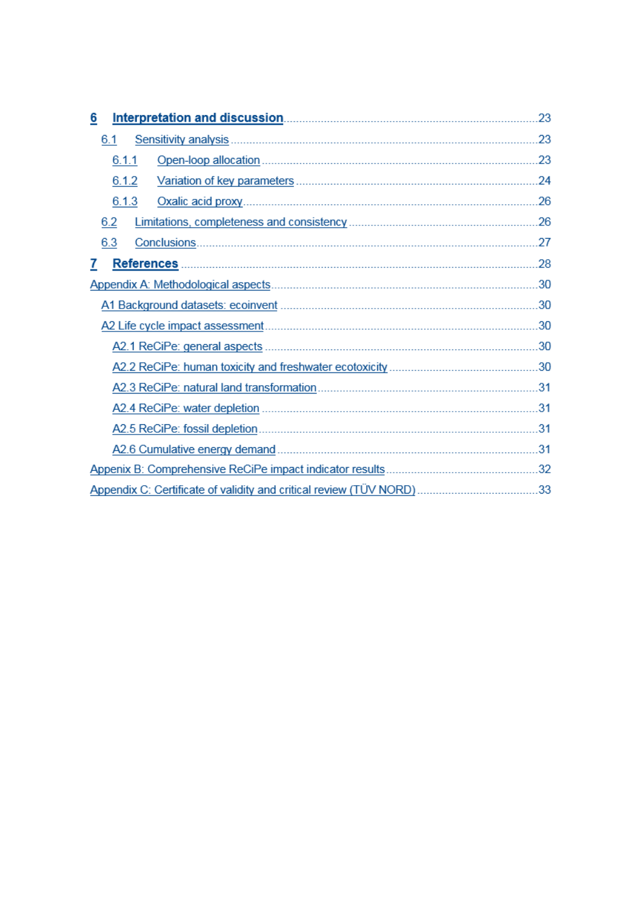6 **Interpretation and discussion** ........................................ 23

6.1 Sensitivity analysis ........................................ 23

6.1.1 Open-loop allocation ........................................ 23

6.1.2 Variation of key parameters ........................................ 24

6.1.3 Oxalic acid proxy ........................................ 26

6.2 Limitations, completeness and consistency ........................................ 26

6.3 Conclusions ........................................ 27

7 **References** ........................................ 28

Appendix A: Methodological aspects ........................................ 30

A1 Background datasets: ecoinvent ........................................ 30

A2 Life cycle impact assessment ........................................ 30

A2.1 ReCiPe: general aspects ........................................ 30

A2.2 ReCiPe: human toxicity and freshwater ecotoxicity ........................................ 30

A2.3 ReCiPe: natural land transformation ........................................ 31

A2.4 ReCiPe: water depletion ........................................ 31

A2.5 ReCiPe: fossil depletion ........................................ 31

A2.6 Cumulative energy demand ........................................ 31

Appenix B: Comprehensive ReCiPe impact indicator results ........................................ 32

Appendix C: Certificate of validity and critical review (TÜV NORD) ........................................ 33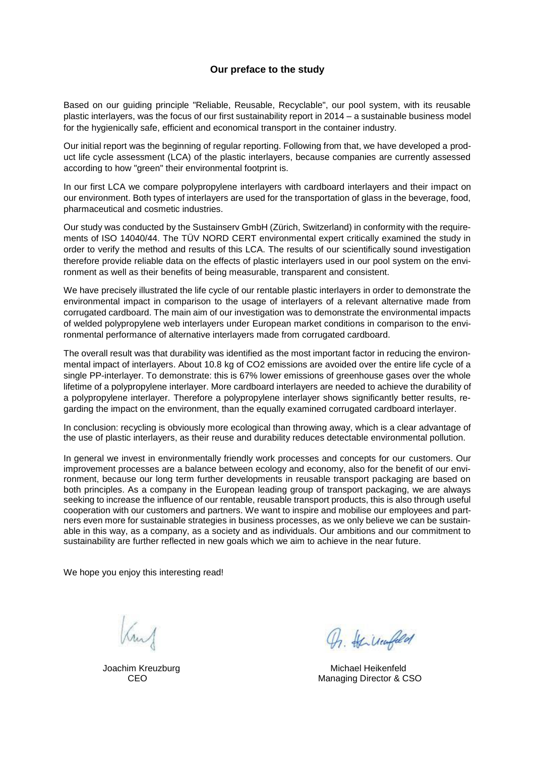## Our preface to the study

Based on our guiding principle "Reliable, Reusable, Recyclable", our pool system, with its reusable plastic interlayers, was the focus of our first sustainability report in 2014 – a sustainable business model for the hygienically safe, efficient and economical transport in the container industry.

Our initial report was the beginning of regular reporting. Following from that, we have developed a product life cycle assessment (LCA) of the plastic interlayers, because companies are currently assessed according to how "green" their environmental footprint is.

In our first LCA we compare polypropylene interlayers with cardboard interlayers and their impact on our environment. Both types of interlayers are used for the transportation of glass in the beverage, food, pharmaceutical and cosmetic industries.

Our study was conducted by the Sustainserv GmbH (Zürich, Switzerland) in conformity with the requirements of ISO 14040/44. The TÜV NORD CERT environmental expert critically examined the study in order to verify the method and results of this LCA. The results of our scientifically sound investigation therefore provide reliable data on the effects of plastic interlayers used in our pool system on the environment as well as their benefits of being measurable, transparent and consistent.

We have precisely illustrated the life cycle of our rentable plastic interlayers in order to demonstrate the environmental impact in comparison to the usage of interlayers of a relevant alternative made from corrugated cardboard. The main aim of our investigation was to demonstrate the environmental impacts of welded polypropylene web interlayers under European market conditions in comparison to the environmental performance of alternative interlayers made from corrugated cardboard.

The overall result was that durability was identified as the most important factor in reducing the environmental impact of interlayers. About 10.8 kg of $CO_2$ emissions are avoided over the entire life cycle of a single PP-interlayer. To demonstrate: this is 67% lower emissions of greenhouse gases over the whole lifetime of a polypropylene interlayer. More cardboard interlayers are needed to achieve the durability of a polypropylene interlayer. Therefore a polypropylene interlayer shows significantly better results, regarding the impact on the environment, than the equally examined corrugated cardboard interlayer.

In conclusion: recycling is obviously more ecological than throwing away, which is a clear advantage of the use of plastic interlayers, as their reuse and durability reduces detectable environmental pollution.

In general we invest in environmentally friendly work processes and concepts for our customers. Our improvement processes are a balance between ecology and economy, also for the benefit of our environment, because our long term further developments in reusable transport packaging are based on both principles. As a company in the European leading group of transport packaging, we are always seeking to increase the influence of our rentable, reusable transport products, this is also through useful cooperation with our customers and partners. We want to inspire and mobilise our employees and partners even more for sustainable strategies in business processes, as we only believe we can be sustainable in this way, as a company, as a society and as individuals. Our ambitions and our commitment to sustainability are further reflected in new goals which we aim to achieve in the near future.

We hope you enjoy this interesting read!

Joachim Kreuzburg
CEO

Michael Heikenfeld
Managing Director & CSO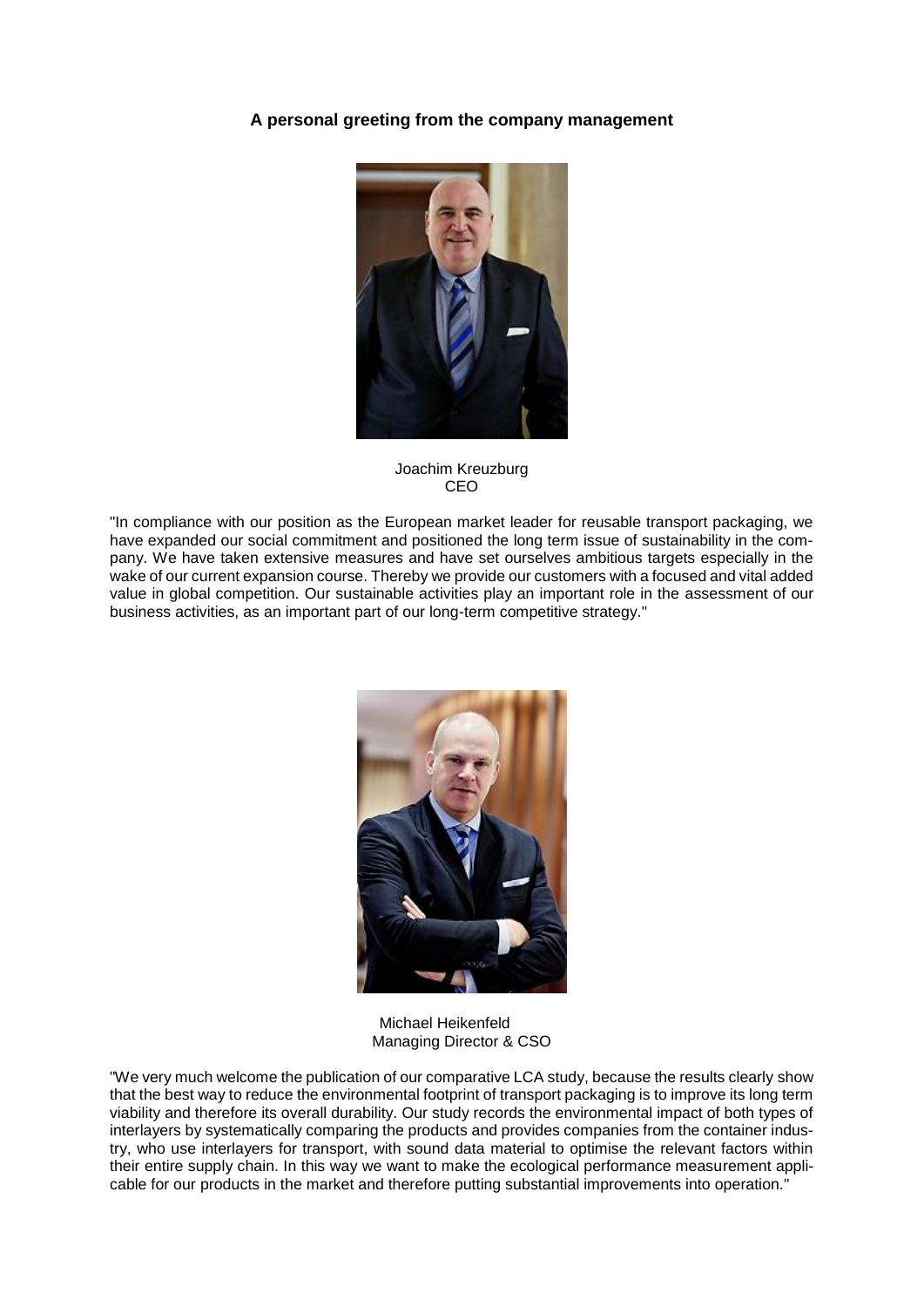**A personal greeting from the company management**

Joachim Kreuzburg
CEO

"In compliance with our position as the European market leader for reusable transport packaging, we have expanded our social commitment and positioned the long term issue of sustainability in the company. We have taken extensive measures and have set ourselves ambitious targets especially in the wake of our current expansion course. Thereby we provide our customers with a focused and vital added value in global competition. Our sustainable activities play an important role in the assessment of our business activities, as an important part of our long-term competitive strategy."

Michael Heikenfeld
Managing Director & CSO

"We very much welcome the publication of our comparative LCA study, because the results clearly show that the best way to reduce the environmental footprint of transport packaging is to improve its long term viability and therefore its overall durability. Our study records the environmental impact of both types of interlayers by systematically comparing the products and provides companies from the container industry, who use interlayers for transport, with sound data material to optimise the relevant factors within their entire supply chain. In this way we want to make the ecological performance measurement applicable for our products in the market and therefore putting substantial improvements into operation."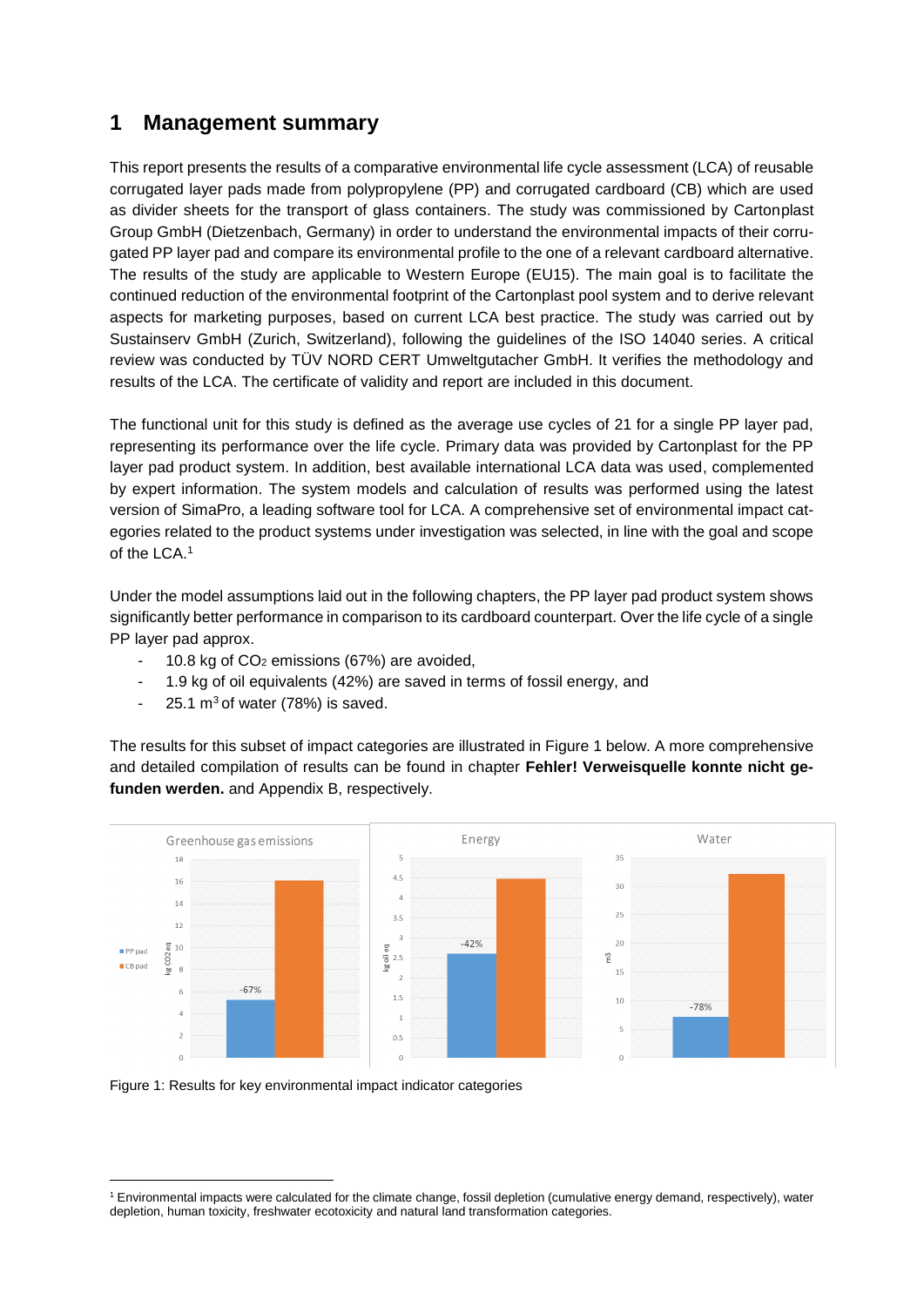# 1 Management summary

This report presents the results of a comparative environmental life cycle assessment (LCA) of reusable corrugated layer pads made from polypropylene (PP) and corrugated cardboard (CB) which are used as divider sheets for the transport of glass containers. The study was commissioned by Cartonplast Group GmbH (Dietzenbach, Germany) in order to understand the environmental impacts of their corrugated PP layer pad and compare its environmental profile to the one of a relevant cardboard alternative. The results of the study are applicable to Western Europe (EU15). The main goal is to facilitate the continued reduction of the environmental footprint of the Cartonplast pool system and to derive relevant aspects for marketing purposes, based on current LCA best practice. The study was carried out by Sustainserv GmbH (Zurich, Switzerland), following the guidelines of the ISO 14040 series. A critical review was conducted by TÜV NORD CERT Umweltgutacher GmbH. It verifies the methodology and results of the LCA. The certificate of validity and report are included in this document.

The functional unit for this study is defined as the average use cycles of 21 for a single PP layer pad, representing its performance over the life cycle. Primary data was provided by Cartonplast for the PP layer pad product system. In addition, best available international LCA data was used, complemented by expert information. The system models and calculation of results was performed using the latest version of SimaPro, a leading software tool for LCA. A comprehensive set of environmental impact categories related to the product systems under investigation was selected, in line with the goal and scope of the LCA.[1]

Under the model assumptions laid out in the following chapters, the PP layer pad product system shows significantly better performance in comparison to its cardboard counterpart. Over the life cycle of a single PP layer pad approx.

- 10.8 kg of $CO_2$ emissions (67%) are avoided,
- 1.9 kg of oil equivalents (42%) are saved in terms of fossil energy, and
- 25.1 $m^3$ of water (78%) is saved.

The results for this subset of impact categories are illustrated in Figure 1 below. A more comprehensive and detailed compilation of results can be found in chapter **Fehler! Verweisquelle konnte nicht gefunden werden.** and Appendix B, respectively.

Figure 1: Results for key environmental impact indicator categories

[1] Environmental impacts were calculated for the climate change, fossil depletion (cumulative energy demand, respectively), water depletion, human toxicity, freshwater ecotoxicity and natural land transformation categories.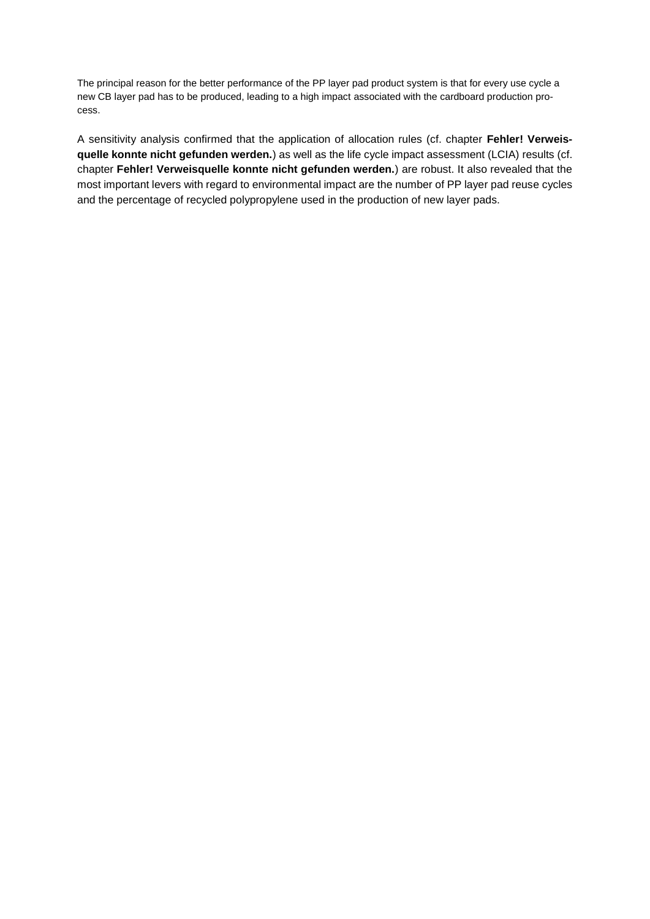The principal reason for the better performance of the PP layer pad product system is that for every use cycle a new CB layer pad has to be produced, leading to a high impact associated with the cardboard production process.

A sensitivity analysis confirmed that the application of allocation rules (cf. chapter **Fehler! Verweisquelle konnte nicht gefunden werden.**) as well as the life cycle impact assessment (LCIA) results (cf. chapter **Fehler! Verweisquelle konnte nicht gefunden werden.**) are robust. It also revealed that the most important levers with regard to environmental impact are the number of PP layer pad reuse cycles and the percentage of recycled polypropylene used in the production of new layer pads.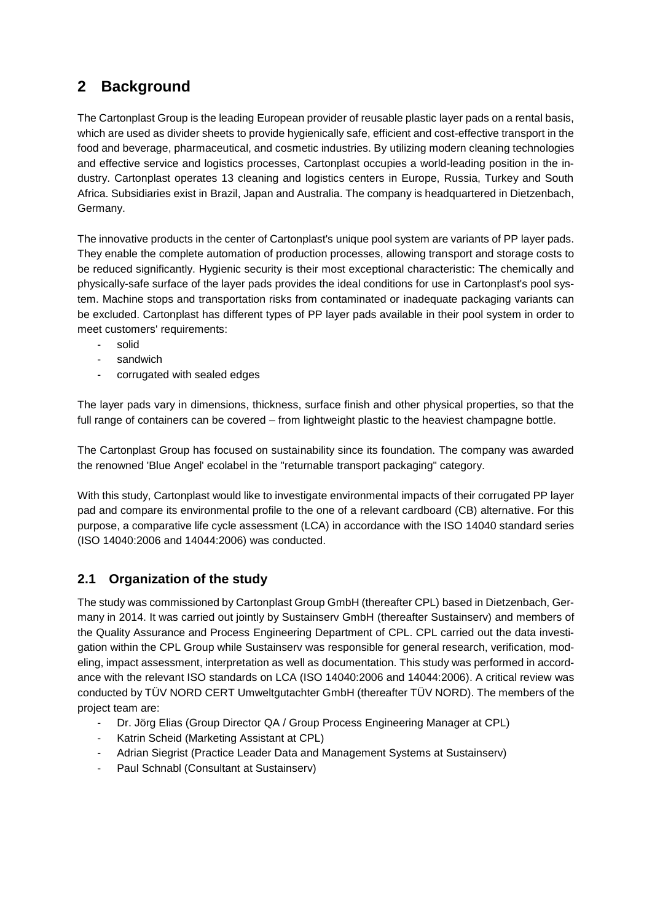# 2 Background

The Cartonplast Group is the leading European provider of reusable plastic layer pads on a rental basis, which are used as divider sheets to provide hygienically safe, efficient and cost-effective transport in the food and beverage, pharmaceutical, and cosmetic industries. By utilizing modern cleaning technologies and effective service and logistics processes, Cartonplast occupies a world-leading position in the industry. Cartonplast operates 13 cleaning and logistics centers in Europe, Russia, Turkey and South Africa. Subsidiaries exist in Brazil, Japan and Australia. The company is headquartered in Dietzenbach, Germany.

The innovative products in the center of Cartonplast's unique pool system are variants of PP layer pads. They enable the complete automation of production processes, allowing transport and storage costs to be reduced significantly. Hygienic security is their most exceptional characteristic: The chemically and physically-safe surface of the layer pads provides the ideal conditions for use in Cartonplast's pool system. Machine stops and transportation risks from contaminated or inadequate packaging variants can be excluded. Cartonplast has different types of PP layer pads available in their pool system in order to meet customers' requirements:

- solid
- sandwich
- corrugated with sealed edges

The layer pads vary in dimensions, thickness, surface finish and other physical properties, so that the full range of containers can be covered – from lightweight plastic to the heaviest champagne bottle.

The Cartonplast Group has focused on sustainability since its foundation. The company was awarded the renowned 'Blue Angel' ecolabel in the "returnable transport packaging" category.

With this study, Cartonplast would like to investigate environmental impacts of their corrugated PP layer pad and compare its environmental profile to the one of a relevant cardboard (CB) alternative. For this purpose, a comparative life cycle assessment (LCA) in accordance with the ISO 14040 standard series (ISO 14040:2006 and 14044:2006) was conducted.

## 2.1 Organization of the study

The study was commissioned by Cartonplast Group GmbH (thereafter CPL) based in Dietzenbach, Germany in 2014. It was carried out jointly by Sustainserv GmbH (thereafter Sustainserv) and members of the Quality Assurance and Process Engineering Department of CPL. CPL carried out the data investigation within the CPL Group while Sustainserv was responsible for general research, verification, modeling, impact assessment, interpretation as well as documentation. This study was performed in accordance with the relevant ISO standards on LCA (ISO 14040:2006 and 14044:2006). A critical review was conducted by TÜV NORD CERT Umweltgutachter GmbH (thereafter TÜV NORD). The members of the project team are:

- Dr. Jörg Elias (Group Director QA / Group Process Engineering Manager at CPL)
- Katrin Scheid (Marketing Assistant at CPL)
- Adrian Siegrist (Practice Leader Data and Management Systems at Sustainserv)
- Paul Schnabl (Consultant at Sustainserv)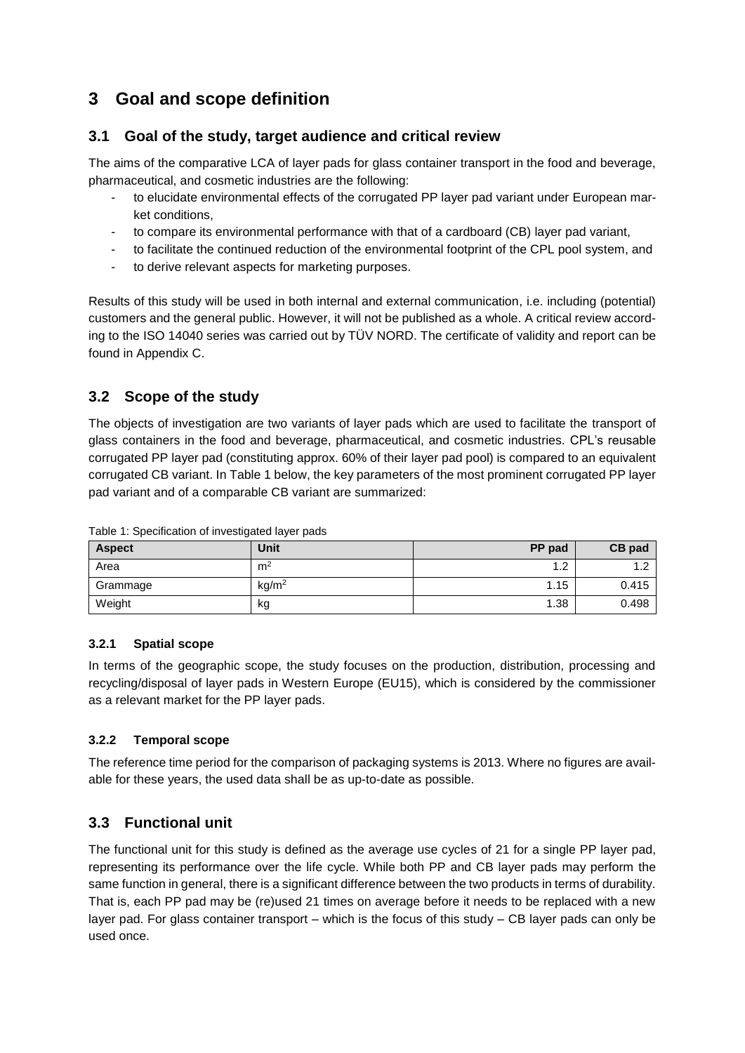# 3 Goal and scope definition

## 3.1 Goal of the study, target audience and critical review

The aims of the comparative LCA of layer pads for glass container transport in the food and beverage, pharmaceutical, and cosmetic industries are the following:

- to elucidate environmental effects of the corrugated PP layer pad variant under European market conditions,
- to compare its environmental performance with that of a cardboard (CB) layer pad variant,
- to facilitate the continued reduction of the environmental footprint of the CPL pool system, and
- to derive relevant aspects for marketing purposes.

Results of this study will be used in both internal and external communication, i.e. including (potential) customers and the general public. However, it will not be published as a whole. A critical review according to the ISO 14040 series was carried out by TÜV NORD. The certificate of validity and report can be found in Appendix C.

## 3.2 Scope of the study

The objects of investigation are two variants of layer pads which are used to facilitate the transport of glass containers in the food and beverage, pharmaceutical, and cosmetic industries. CPL's reusable corrugated PP layer pad (constituting approx. 60% of their layer pad pool) is compared to an equivalent corrugated CB variant. In Table 1 below, the key parameters of the most prominent corrugated PP layer pad variant and of a comparable CB variant are summarized:

Table 1: Specification of investigated layer pads

| Aspect | Unit | PP pad | CB pad |
|---|---|---|---|
| Area | $m^2$ | 1.2 | 1.2 |
| Grammage | $kg/m^2$ | 1.15 | 0.415 |
| Weight | kg | 1.38 | 0.498 |

### 3.2.1 Spatial scope

In terms of the geographic scope, the study focuses on the production, distribution, processing and recycling/disposal of layer pads in Western Europe (EU15), which is considered by the commissioner as a relevant market for the PP layer pads.

### 3.2.2 Temporal scope

The reference time period for the comparison of packaging systems is 2013. Where no figures are available for these years, the used data shall be as up-to-date as possible.

## 3.3 Functional unit

The functional unit for this study is defined as the average use cycles of 21 for a single PP layer pad, representing its performance over the life cycle. While both PP and CB layer pads may perform the same function in general, there is a significant difference between the two products in terms of durability. That is, each PP pad may be (re)used 21 times on average before it needs to be replaced with a new layer pad. For glass container transport – which is the focus of this study – CB layer pads can only be used once.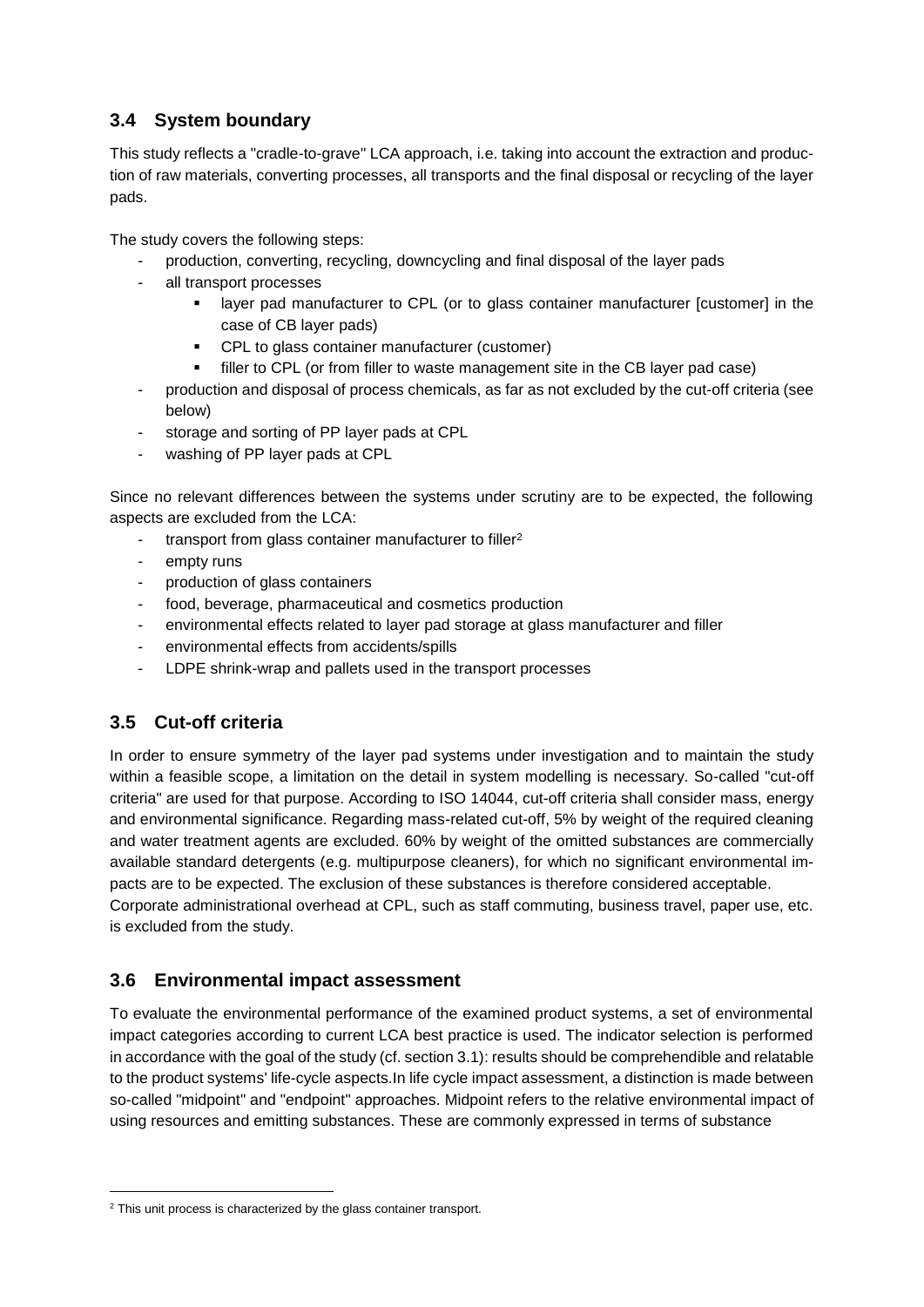## 3.4 System boundary

This study reflects a "cradle-to-grave" LCA approach, i.e. taking into account the extraction and production of raw materials, converting processes, all transports and the final disposal or recycling of the layer pads.

The study covers the following steps:

- production, converting, recycling, downcycling and final disposal of the layer pads
- all transport processes
  - layer pad manufacturer to CPL (or to glass container manufacturer [customer] in the case of CB layer pads)
  - CPL to glass container manufacturer (customer)
  - filler to CPL (or from filler to waste management site in the CB layer pad case)
- production and disposal of process chemicals, as far as not excluded by the cut-off criteria (see below)
- storage and sorting of PP layer pads at CPL
- washing of PP layer pads at CPL

Since no relevant differences between the systems under scrutiny are to be expected, the following aspects are excluded from the LCA:

- transport from glass container manufacturer to filler[2]
- empty runs
- production of glass containers
- food, beverage, pharmaceutical and cosmetics production
- environmental effects related to layer pad storage at glass manufacturer and filler
- environmental effects from accidents/spills
- LDPE shrink-wrap and pallets used in the transport processes

## 3.5 Cut-off criteria

In order to ensure symmetry of the layer pad systems under investigation and to maintain the study within a feasible scope, a limitation on the detail in system modelling is necessary. So-called "cut-off criteria" are used for that purpose. According to ISO 14044, cut-off criteria shall consider mass, energy and environmental significance. Regarding mass-related cut-off, 5% by weight of the required cleaning and water treatment agents are excluded. 60% by weight of the omitted substances are commercially available standard detergents (e.g. multipurpose cleaners), for which no significant environmental impacts are to be expected. The exclusion of these substances is therefore considered acceptable.
Corporate administrational overhead at CPL, such as staff commuting, business travel, paper use, etc. is excluded from the study.

## 3.6 Environmental impact assessment

To evaluate the environmental performance of the examined product systems, a set of environmental impact categories according to current LCA best practice is used. The indicator selection is performed in accordance with the goal of the study (cf. section 3.1): results should be comprehendible and relatable to the product systems' life-cycle aspects.In life cycle impact assessment, a distinction is made between so-called "midpoint" and "endpoint" approaches. Midpoint refers to the relative environmental impact of using resources and emitting substances. These are commonly expressed in terms of substance

[2] This unit process is characterized by the glass container transport.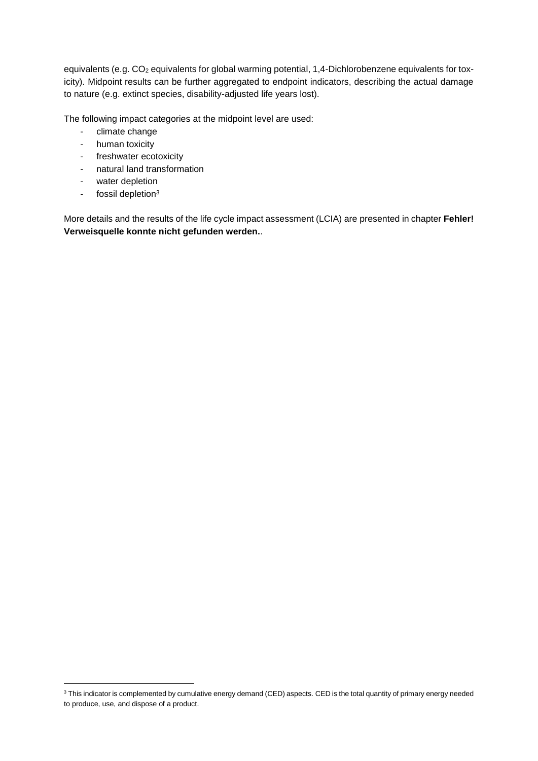equivalents (e.g. $CO_2$ equivalents for global warming potential, 1,4-Dichlorobenzene equivalents for toxicity). Midpoint results can be further aggregated to endpoint indicators, describing the actual damage to nature (e.g. extinct species, disability-adjusted life years lost).

The following impact categories at the midpoint level are used:

- climate change
- human toxicity
- freshwater ecotoxicity
- natural land transformation
- water depletion
- fossil depletion[3]

More details and the results of the life cycle impact assessment (LCIA) are presented in chapter **Fehler! Verweisquelle konnte nicht gefunden werden.**.

[3] This indicator is complemented by cumulative energy demand (CED) aspects. CED is the total quantity of primary energy needed to produce, use, and dispose of a product.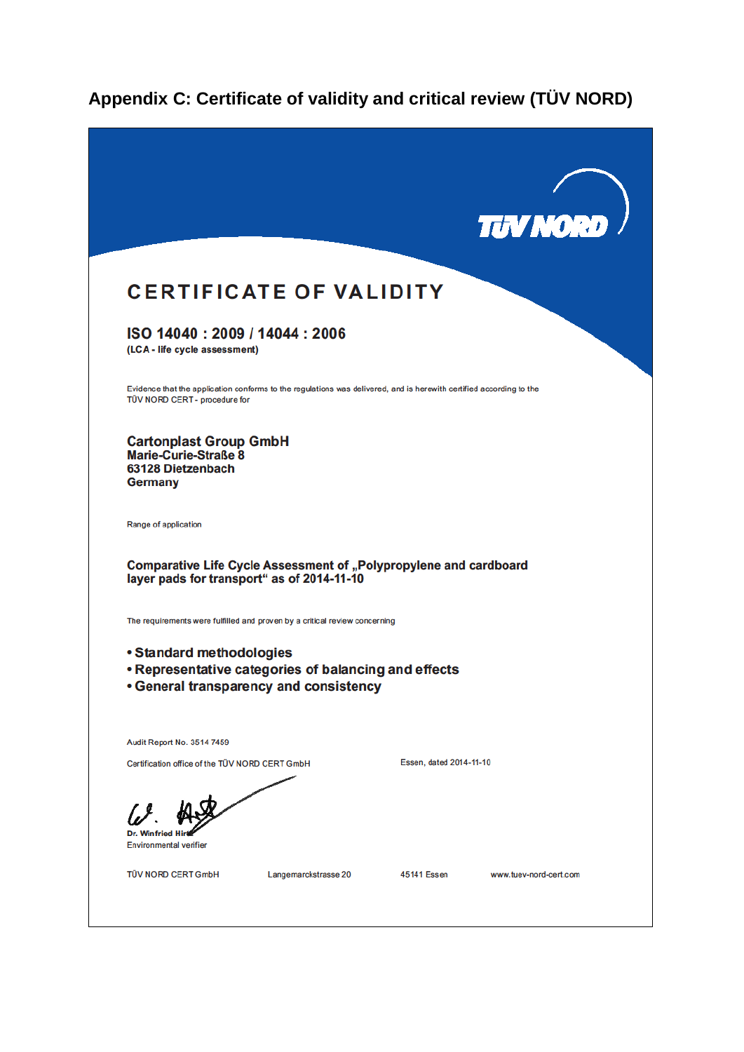## Appendix C: Certificate of validity and critical review (TÜV NORD)

TÜV NORD

# CERTIFICATE OF VALIDITY

**ISO 14040 : 2009 / 14044 : 2006**
**(LCA - life cycle assessment)**

Evidence that the application conforms to the regulations was delivered, and is herewith certified according to the TÜV NORD CERT - procedure for

**Cartonplast Group GmbH**
**Marie-Curie-Straße 8**
**63128 Dietzenbach**
**Germany**

Range of application

**Comparative Life Cycle Assessment of „Polypropylene and cardboard layer pads for transport" as of 2014-11-10**

The requirements were fulfilled and proven by a critical review concerning

- **Standard methodologies**
- **Representative categories of balancing and effects**
- **General transparency and consistency**

Audit Report No. 3514 7459

Certification office of the TÜV NORD CERT GmbH

Essen, dated 2014-11-10

Dr. Winfried Hirt
Environmental verifier

TÜV NORD CERT GmbH    Langemarckstrasse 20    45141 Essen    www.tuev-nord-cert.com